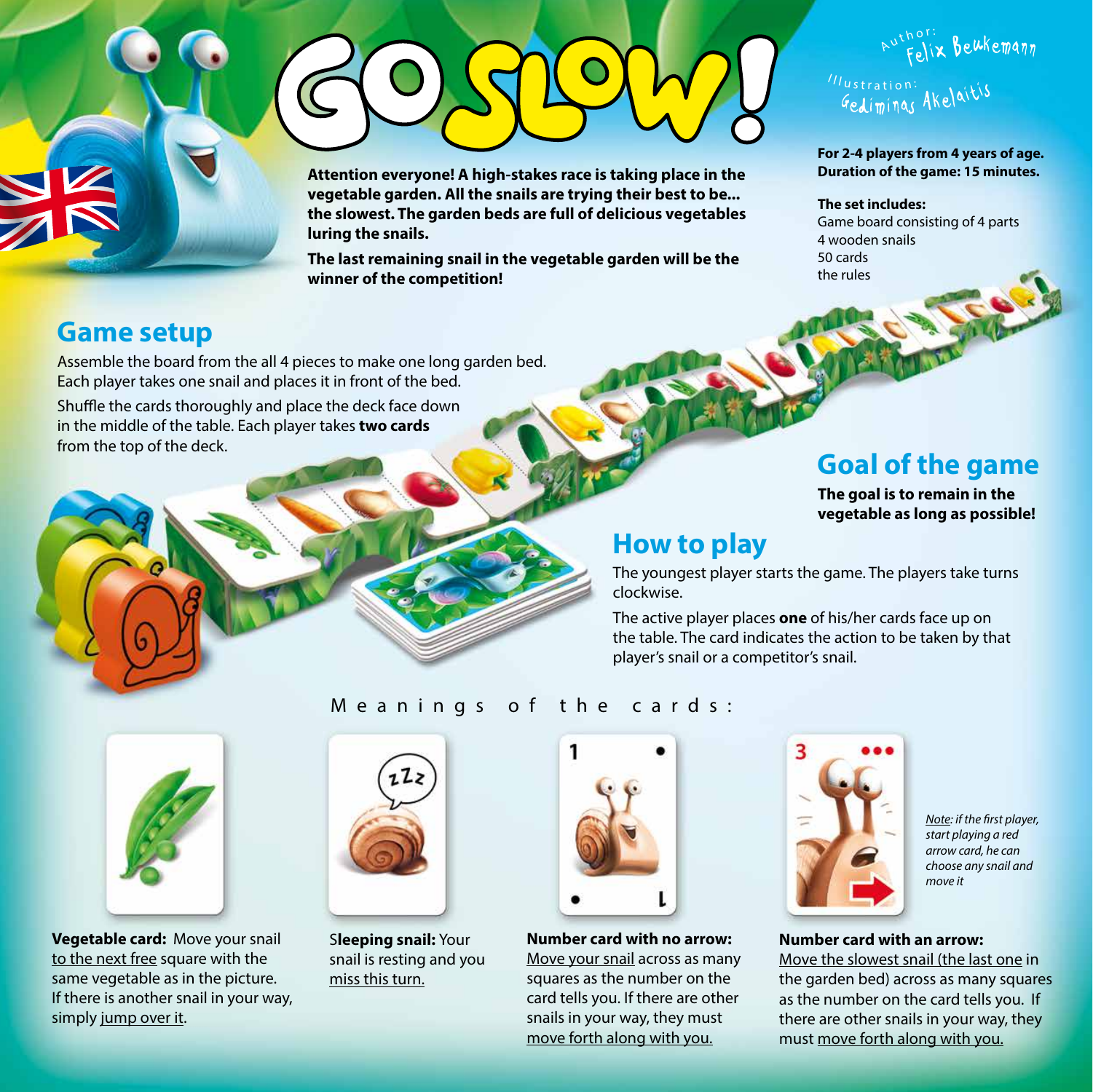# GO SLOW!

Author: Felix Beukemann

Illustration: Gediminas Akelaitis

**Attention everyone! A high-stakes race is taking place in the vegetable garden. All the snails are trying their best to be... the slowest. The garden beds are full of delicious vegetables luring the snails.**

**The last remaining snail in the vegetable garden will be the winner of the competition!**

**For 2-4 players from 4 years of age.**
**Duration of the game: 15 minutes.**

**The set includes:**
Game board consisting of 4 parts
4 wooden snails
50 cards
the rules

## Game setup

Assemble the board from the all 4 pieces to make one long garden bed. Each player takes one snail and places it in front of the bed.

Shuffle the cards thoroughly and place the deck face down in the middle of the table. Each player takes **two cards** from the top of the deck.

## Goal of the game

**The goal is to remain in the vegetable as long as possible!**

## How to play

The youngest player starts the game. The players take turns clockwise.

The active player places **one** of his/her cards face up on the table. The card indicates the action to be taken by that player's snail or a competitor's snail.

### Meanings of the cards:

**Vegetable card:** Move your snail to the next free square with the same vegetable as in the picture. If there is another snail in your way, simply jump over it.

**Sleeping snail:** Your snail is resting and you miss this turn.

**Number card with no arrow:** Move your snail across as many squares as the number on the card tells you. If there are other snails in your way, they must move forth along with you.

**Number card with an arrow:** Move the slowest snail (the last one in the garden bed) across as many squares as the number on the card tells you. If there are other snails in your way, they must move forth along with you.

*Note: if the first player, start playing a red arrow card, he can choose any snail and move it*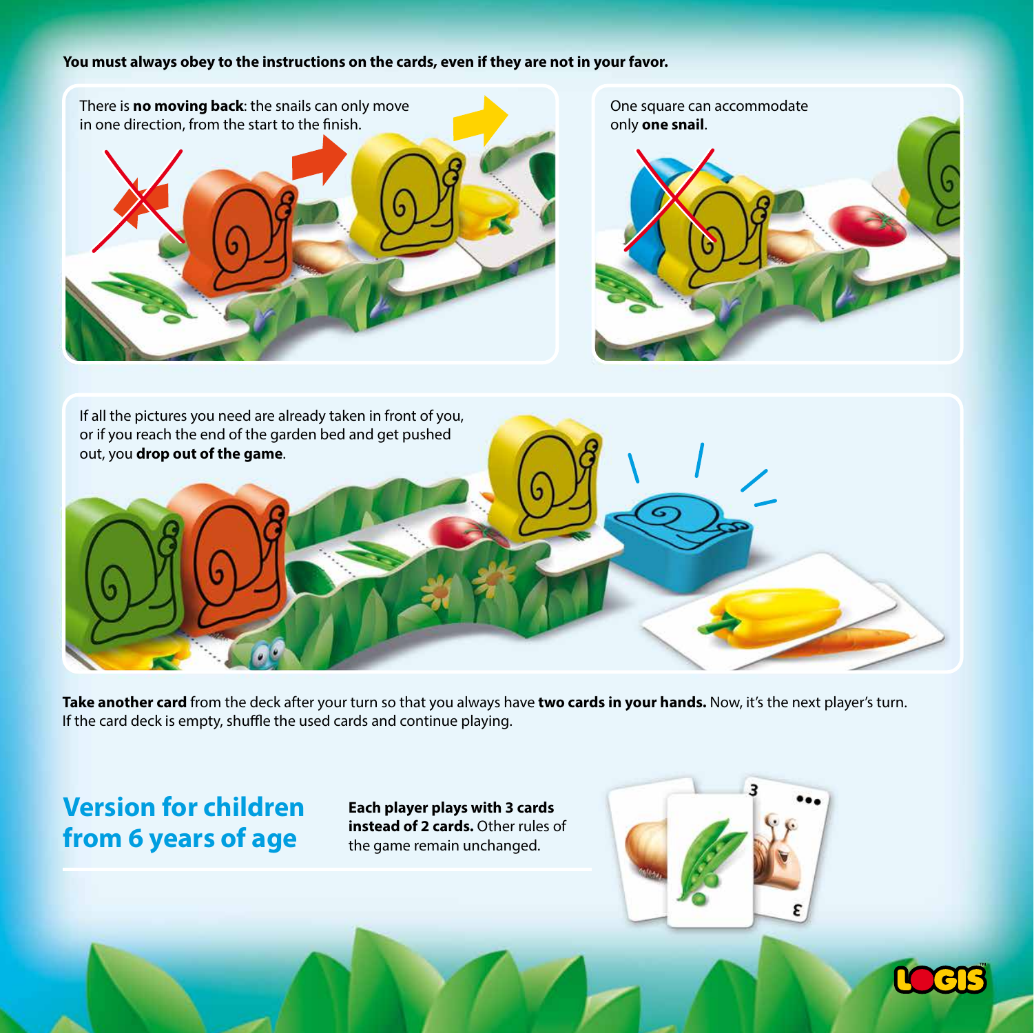**You must always obey to the instructions on the cards, even if they are not in your favor.**

There is **no moving back**: the snails can only move in one direction, from the start to the finish.

One square can accommodate only **one snail**.

If all the pictures you need are already taken in front of you, or if you reach the end of the garden bed and get pushed out, you **drop out of the game**.

**Take another card** from the deck after your turn so that you always have **two cards in your hands.** Now, it's the next player's turn. If the card deck is empty, shuffle the used cards and continue playing.

## Version for children from 6 years of age

**Each player plays with 3 cards instead of 2 cards.** Other rules of the game remain unchanged.